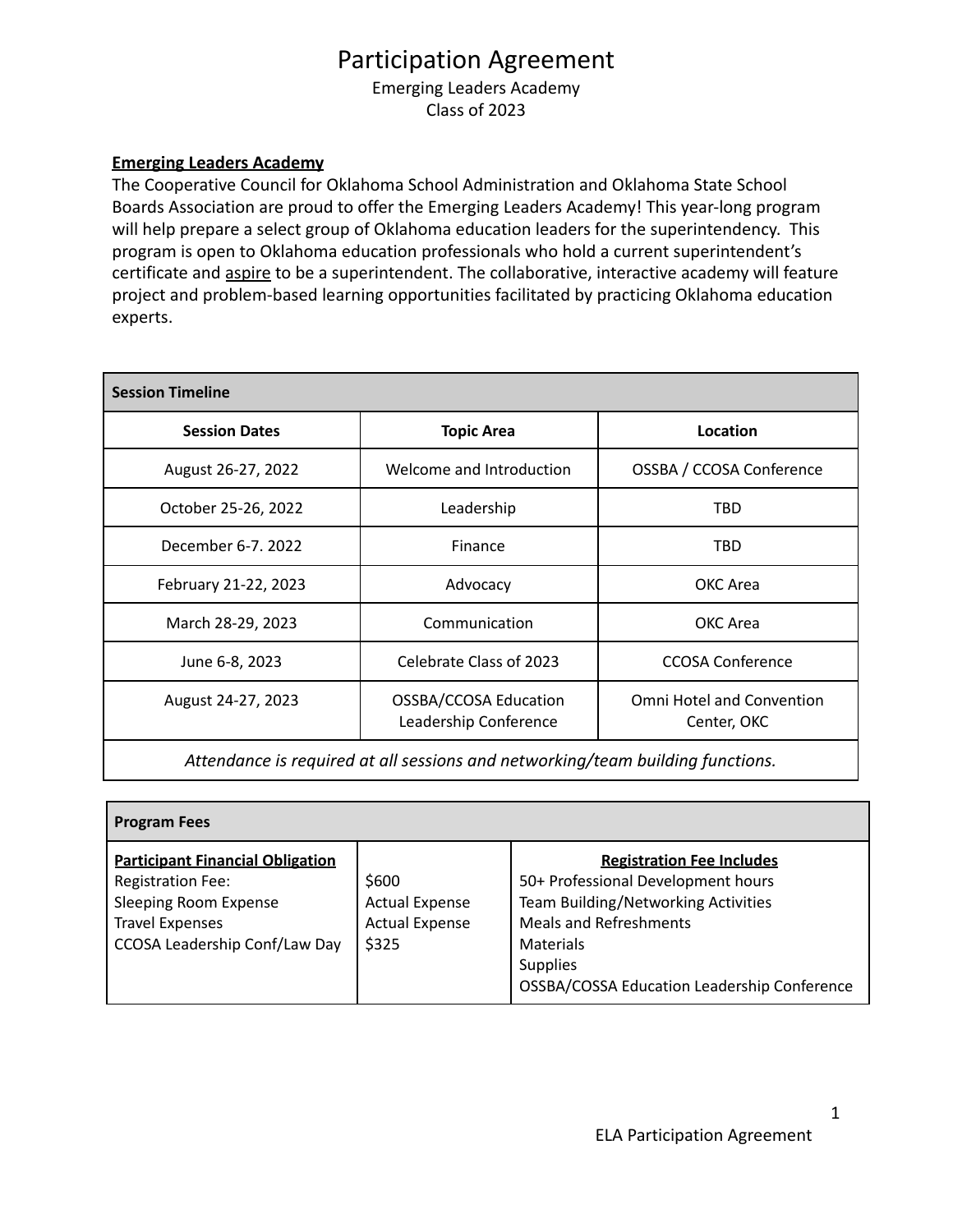# Participation Agreement

Emerging Leaders Academy

Class of 2023

**Emerging Leaders Academy**

The Cooperative Council for Oklahoma School Administration and Oklahoma State School Boards Association are proud to offer the Emerging Leaders Academy! This year-long program will help prepare a select group of Oklahoma education leaders for the superintendency. This program is open to Oklahoma education professionals who hold a current superintendent's certificate and aspire to be a superintendent. The collaborative, interactive academy will feature project and problem-based learning opportunities facilitated by practicing Oklahoma education experts.

| **Session Timeline** | | |
|---|---|---|
| **Session Dates** | **Topic Area** | **Location** |
| August 26-27, 2022 | Welcome and Introduction | OSSBA / CCOSA Conference |
| October 25-26, 2022 | Leadership | TBD |
| December 6-7. 2022 | Finance | TBD |
| February 21-22, 2023 | Advocacy | OKC Area |
| March 28-29, 2023 | Communication | OKC Area |
| June 6-8, 2023 | Celebrate Class of 2023 | CCOSA Conference |
| August 24-27, 2023 | OSSBA/CCOSA Education Leadership Conference | Omni Hotel and Convention Center, OKC |
| *Attendance is required at all sessions and networking/team building functions.* | | |

| **Program Fees** | | |
|---|---|---|
| **Participant Financial Obligation** | | **Registration Fee Includes** |
| Registration Fee: | $600 | 50+ Professional Development hours |
| Sleeping Room Expense | Actual Expense | Team Building/Networking Activities |
| Travel Expenses | Actual Expense | Meals and Refreshments |
| CCOSA Leadership Conf/Law Day | $325 | Materials |
| | | Supplies |
| | | OSSBA/COSSA Education Leadership Conference |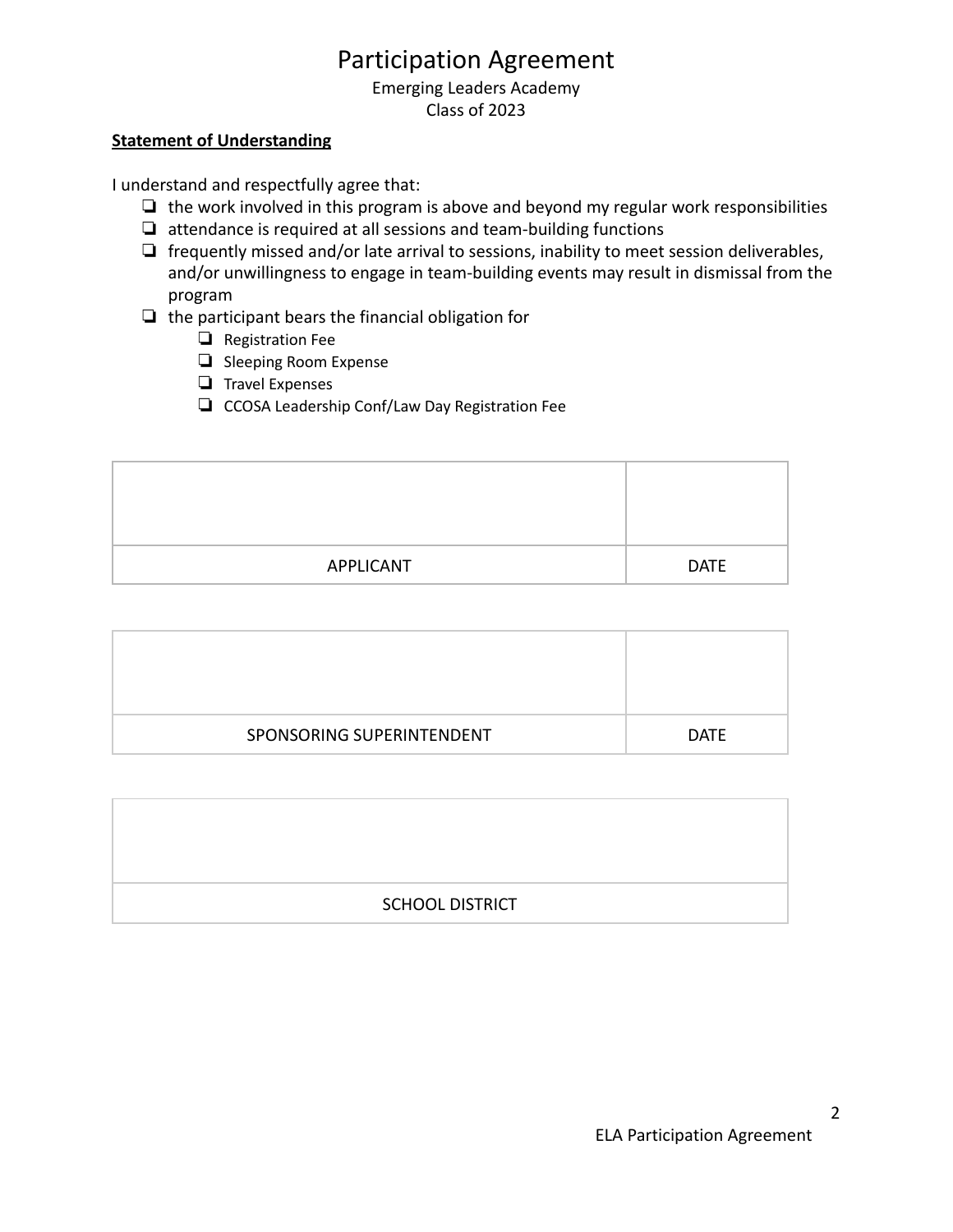# Participation Agreement

Emerging Leaders Academy
Class of 2023

**Statement of Understanding**

I understand and respectfully agree that:

- ❏ the work involved in this program is above and beyond my regular work responsibilities
- ❏ attendance is required at all sessions and team-building functions
- ❏ frequently missed and/or late arrival to sessions, inability to meet session deliverables, and/or unwillingness to engage in team-building events may result in dismissal from the program
- ❏ the participant bears the financial obligation for
  - ❏ Registration Fee
  - ❏ Sleeping Room Expense
  - ❏ Travel Expenses
  - ❏ CCOSA Leadership Conf/Law Day Registration Fee

| | |
|---|---|
| | |
| APPLICANT | DATE |

| | |
|---|---|
| | |
| SPONSORING SUPERINTENDENT | DATE |

| |
|---|
| |
| SCHOOL DISTRICT |